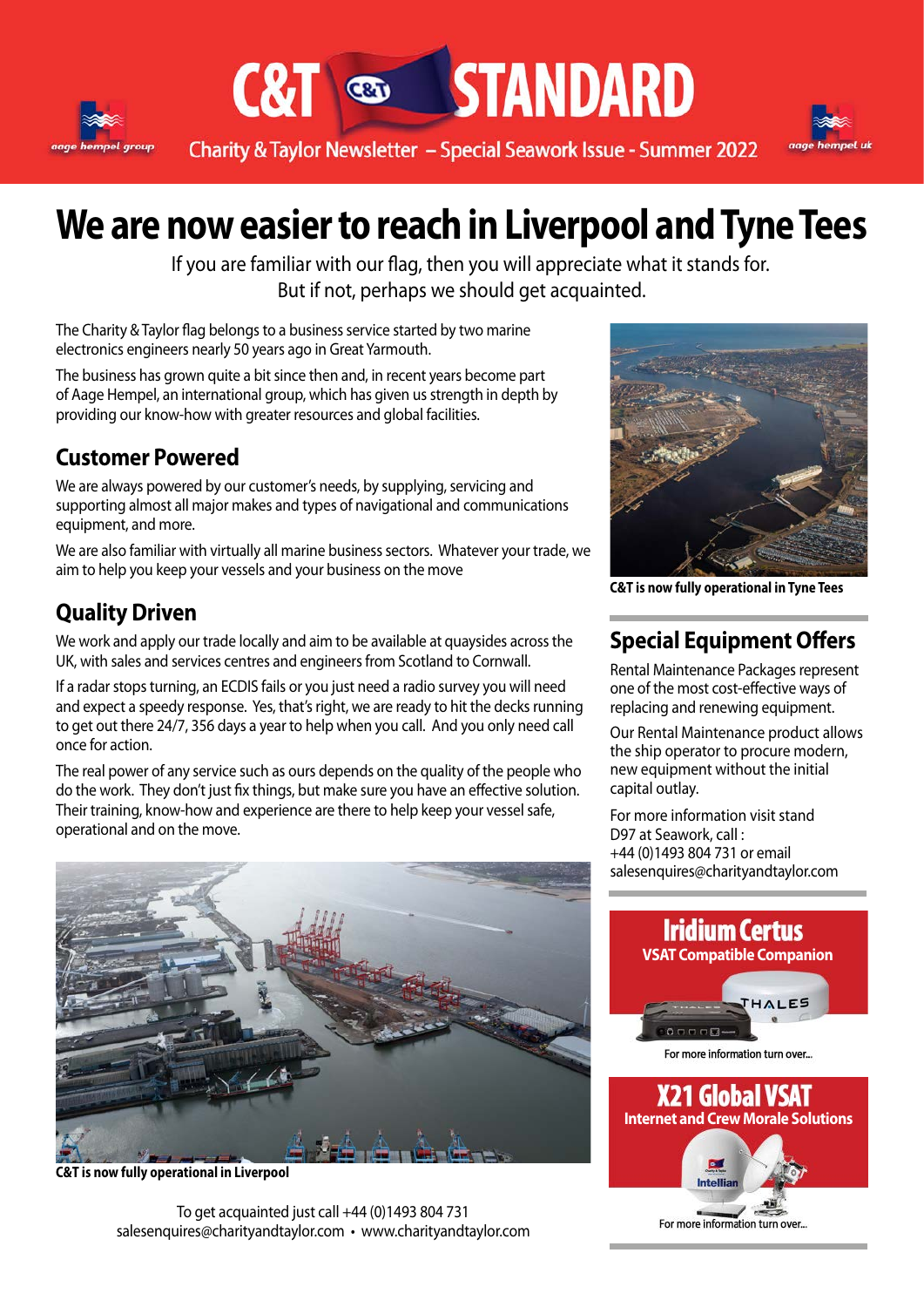# C&T STANDARD

Charity & Taylor Newsletter – Special Seawork Issue - Summer 2022

# We are now easier to reach in Liverpool and Tyne Tees

If you are familiar with our flag, then you will appreciate what it stands for.
But if not, perhaps we should get acquainted.

The Charity & Taylor flag belongs to a business service started by two marine electronics engineers nearly 50 years ago in Great Yarmouth.

The business has grown quite a bit since then and, in recent years become part of Aage Hempel, an international group, which has given us strength in depth by providing our know-how with greater resources and global facilities.

## Customer Powered

We are always powered by our customer's needs, by supplying, servicing and supporting almost all major makes and types of navigational and communications equipment, and more.

We are also familiar with virtually all marine business sectors. Whatever your trade, we aim to help you keep your vessels and your business on the move

## Quality Driven

We work and apply our trade locally and aim to be available at quaysides across the UK, with sales and services centres and engineers from Scotland to Cornwall.

If a radar stops turning, an ECDIS fails or you just need a radio survey you will need and expect a speedy response. Yes, that's right, we are ready to hit the decks running to get out there 24/7, 356 days a year to help when you call. And you only need call once for action.

The real power of any service such as ours depends on the quality of the people who do the work. They don't just fix things, but make sure you have an effective solution. Their training, know-how and experience are there to help keep your vessel safe, operational and on the move.

**C&T is now fully operational in Liverpool**

To get acquainted just call +44 (0)1493 804 731
salesenquires@charityandtaylor.com • www.charityandtaylor.com

**C&T is now fully operational in Tyne Tees**

## Special Equipment Offers

Rental Maintenance Packages represent one of the most cost-effective ways of replacing and renewing equipment.

Our Rental Maintenance product allows the ship operator to procure modern, new equipment without the initial capital outlay.

For more information visit stand D97 at Seawork, call :
+44 (0)1493 804 731 or email
salesenquires@charityandtaylor.com

## Iridium Certus

**VSAT Compatible Companion**

For more information turn over...

## X21 Global VSAT

**Internet and Crew Morale Solutions**

For more information turn over...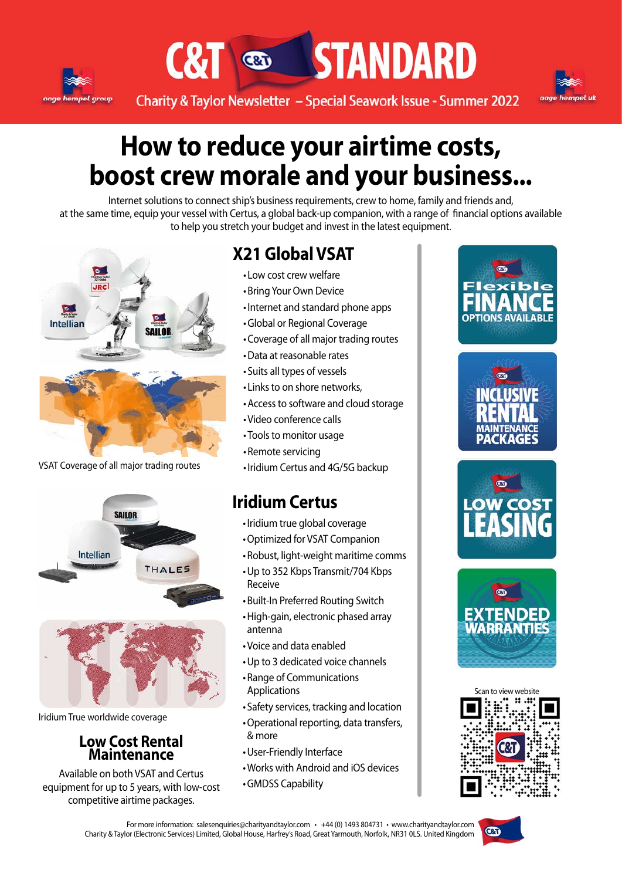# C&T STANDARD

Charity & Taylor Newsletter – Special Seawork Issue - Summer 2022

# How to reduce your airtime costs, boost crew morale and your business...

Internet solutions to connect ship's business requirements, crew to home, family and friends and, at the same time, equip your vessel with Certus, a global back-up companion, with a range of financial options available to help you stretch your budget and invest in the latest equipment.

## X21 Global VSAT

- Low cost crew welfare
- Bring Your Own Device
- Internet and standard phone apps
- Global or Regional Coverage
- Coverage of all major trading routes
- Data at reasonable rates
- Suits all types of vessels
- Links to on shore networks,
- Access to software and cloud storage
- Video conference calls
- Tools to monitor usage
- Remote servicing
- Iridium Certus and 4G/5G backup

VSAT Coverage of all major trading routes

## Iridium Certus

- Iridium true global coverage
- Optimized for VSAT Companion
- Robust, light-weight maritime comms
- Up to 352 Kbps Transmit/704 Kbps Receive
- Built-In Preferred Routing Switch
- High-gain, electronic phased array antenna
- Voice and data enabled
- Up to 3 dedicated voice channels
- Range of Communications Applications
- Safety services, tracking and location
- Operational reporting, data transfers, & more
- User-Friendly Interface
- Works with Android and iOS devices
- GMDSS Capability

Iridium True worldwide coverage

## Low Cost Rental Maintenance

Available on both VSAT and Certus equipment for up to 5 years, with low-cost competitive airtime packages.

**Flexible FINANCE OPTIONS AVAILABLE**

**INCLUSIVE RENTAL MAINTENANCE PACKAGES**

**LOW COST LEASING**

**EXTENDED WARRANTIES**

Scan to view website

For more information: salesenquiries@charityandtaylor.com • +44 (0) 1493 804731 • www.charityandtaylor.com
Charity & Taylor (Electronic Services) Limited, Global House, Harfrey's Road, Great Yarmouth, Norfolk, NR31 0LS. United Kingdom